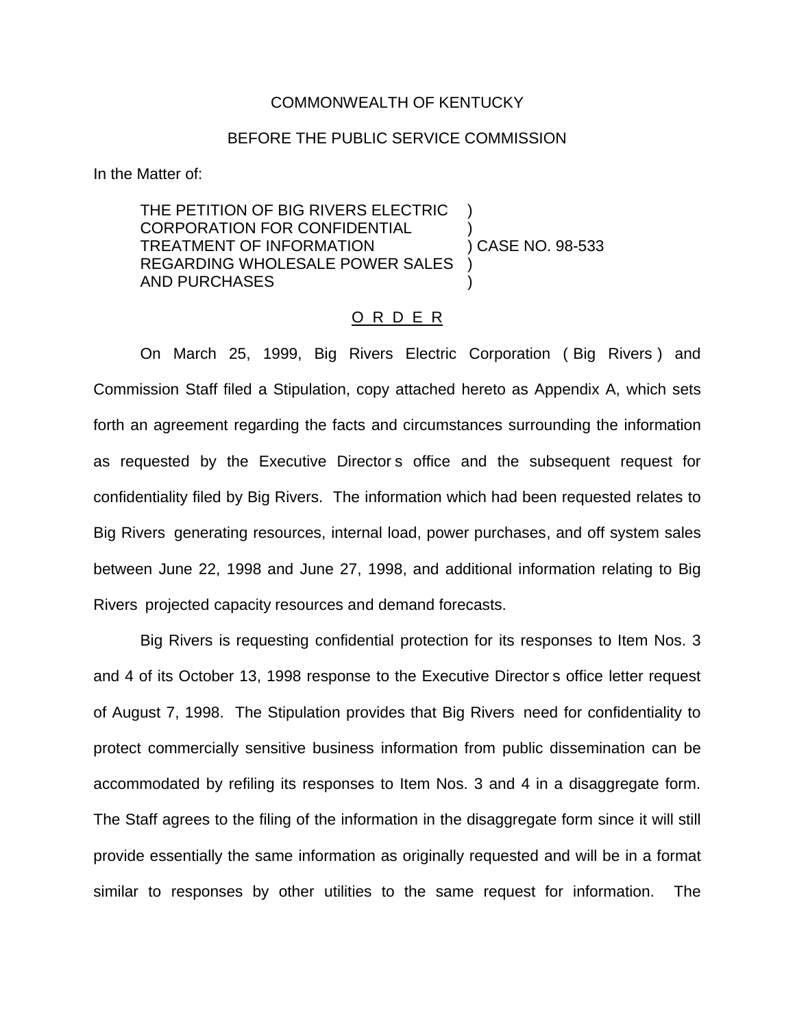COMMONWEALTH OF KENTUCKY

BEFORE THE PUBLIC SERVICE COMMISSION

In the Matter of:

| | | |
|---|---|---|
| THE PETITION OF BIG RIVERS ELECTRIC CORPORATION FOR CONFIDENTIAL TREATMENT OF INFORMATION REGARDING WHOLESALE POWER SALES AND PURCHASES | ) | CASE NO. 98-533 |

O R D E R

On March 25, 1999, Big Rivers Electric Corporation ( Big Rivers ) and Commission Staff filed a Stipulation, copy attached hereto as Appendix A, which sets forth an agreement regarding the facts and circumstances surrounding the information as requested by the Executive Director s office and the subsequent request for confidentiality filed by Big Rivers. The information which had been requested relates to Big Rivers generating resources, internal load, power purchases, and off system sales between June 22, 1998 and June 27, 1998, and additional information relating to Big Rivers projected capacity resources and demand forecasts.

Big Rivers is requesting confidential protection for its responses to Item Nos. 3 and 4 of its October 13, 1998 response to the Executive Director s office letter request of August 7, 1998. The Stipulation provides that Big Rivers need for confidentiality to protect commercially sensitive business information from public dissemination can be accommodated by refiling its responses to Item Nos. 3 and 4 in a disaggregate form. The Staff agrees to the filing of the information in the disaggregate form since it will still provide essentially the same information as originally requested and will be in a format similar to responses by other utilities to the same request for information. The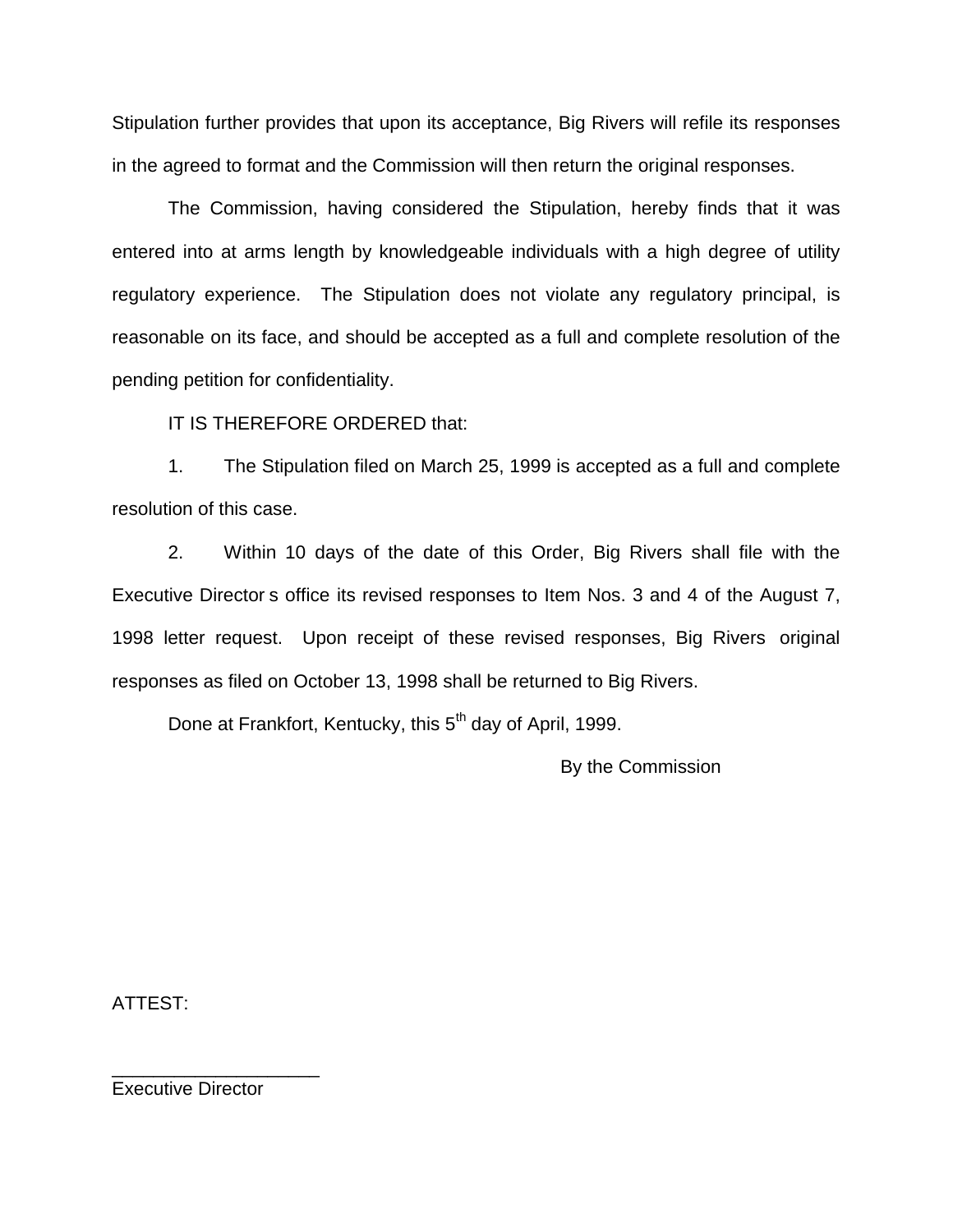Stipulation further provides that upon its acceptance, Big Rivers will refile its responses in the agreed to format and the Commission will then return the original responses.

The Commission, having considered the Stipulation, hereby finds that it was entered into at arms length by knowledgeable individuals with a high degree of utility regulatory experience. The Stipulation does not violate any regulatory principal, is reasonable on its face, and should be accepted as a full and complete resolution of the pending petition for confidentiality.

IT IS THEREFORE ORDERED that:

1. The Stipulation filed on March 25, 1999 is accepted as a full and complete resolution of this case.

2. Within 10 days of the date of this Order, Big Rivers shall file with the Executive Director s office its revised responses to Item Nos. 3 and 4 of the August 7, 1998 letter request. Upon receipt of these revised responses, Big Rivers original responses as filed on October 13, 1998 shall be returned to Big Rivers.

Done at Frankfort, Kentucky, this 5th day of April, 1999.

By the Commission

ATTEST:

\_\_\_\_\_\_\_\_\_\_\_\_\_\_\_\_\_\_\_\_

Executive Director